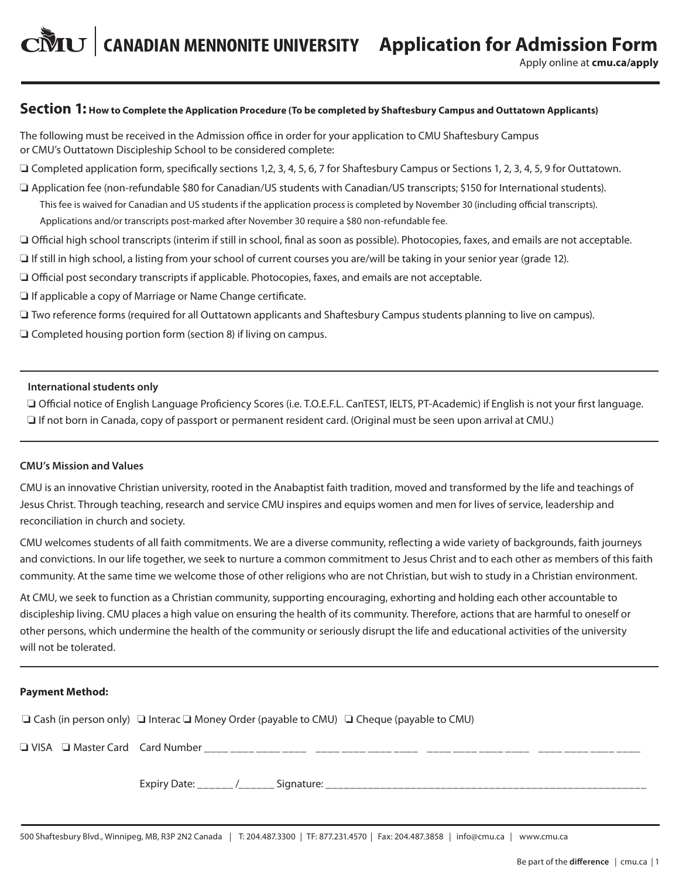# CANADIAN MENNONITE UNIVERSITY — Application for Admission Form

Apply online at **cmu.ca/apply**

## Section 1: How to Complete the Application Procedure (To be completed by Shaftesbury Campus and Outtatown Applicants)

The following must be received in the Admission office in order for your application to CMU Shaftesbury Campus or CMU's Outtatown Discipleship School to be considered complete:

- ❏ Completed application form, specifically sections 1,2, 3, 4, 5, 6, 7 for Shaftesbury Campus or Sections 1, 2, 3, 4, 5, 9 for Outtatown.
- ❏ Application fee (non-refundable $80 for Canadian/US students with Canadian/US transcripts; $150 for International students).
  This fee is waived for Canadian and US students if the application process is completed by November 30 (including official transcripts).
  Applications and/or transcripts post-marked after November 30 require a $80 non-refundable fee.
- ❏ Official high school transcripts (interim if still in school, final as soon as possible). Photocopies, faxes, and emails are not acceptable.
- ❏ If still in high school, a listing from your school of current courses you are/will be taking in your senior year (grade 12).
- ❏ Official post secondary transcripts if applicable. Photocopies, faxes, and emails are not acceptable.
- ❏ If applicable a copy of Marriage or Name Change certificate.
- ❏ Two reference forms (required for all Outtatown applicants and Shaftesbury Campus students planning to live on campus).
- ❏ Completed housing portion form (section 8) if living on campus.

**International students only**

- ❏ Official notice of English Language Proficiency Scores (i.e. T.O.E.F.L. CanTEST, IELTS, PT-Academic) if English is not your first language.
- ❏ If not born in Canada, copy of passport or permanent resident card. (Original must be seen upon arrival at CMU.)

**CMU's Mission and Values**

CMU is an innovative Christian university, rooted in the Anabaptist faith tradition, moved and transformed by the life and teachings of Jesus Christ. Through teaching, research and service CMU inspires and equips women and men for lives of service, leadership and reconciliation in church and society.

CMU welcomes students of all faith commitments. We are a diverse community, reflecting a wide variety of backgrounds, faith journeys and convictions. In our life together, we seek to nurture a common commitment to Jesus Christ and to each other as members of this faith community. At the same time we welcome those of other religions who are not Christian, but wish to study in a Christian environment.

At CMU, we seek to function as a Christian community, supporting encouraging, exhorting and holding each other accountable to discipleship living. CMU places a high value on ensuring the health of its community. Therefore, actions that are harmful to oneself or other persons, which undermine the health of the community or seriously disrupt the life and educational activities of the university will not be tolerated.

**Payment Method:**

❏ Cash (in person only) ❏ Interac ❏ Money Order (payable to CMU) ❏ Cheque (payable to CMU)

❏ VISA ❏ Master Card Card Number ____ ____ ____ ____ ____ ____ ____ ____ ____ ____ ____ ____ ____ ____ ____ ____

Expiry Date: ______ /______ Signature: ______________________________________________________

500 Shaftesbury Blvd., Winnipeg, MB, R3P 2N2 Canada | T: 204.487.3300 | TF: 877.231.4570 | Fax: 204.487.3858 | info@cmu.ca | www.cmu.ca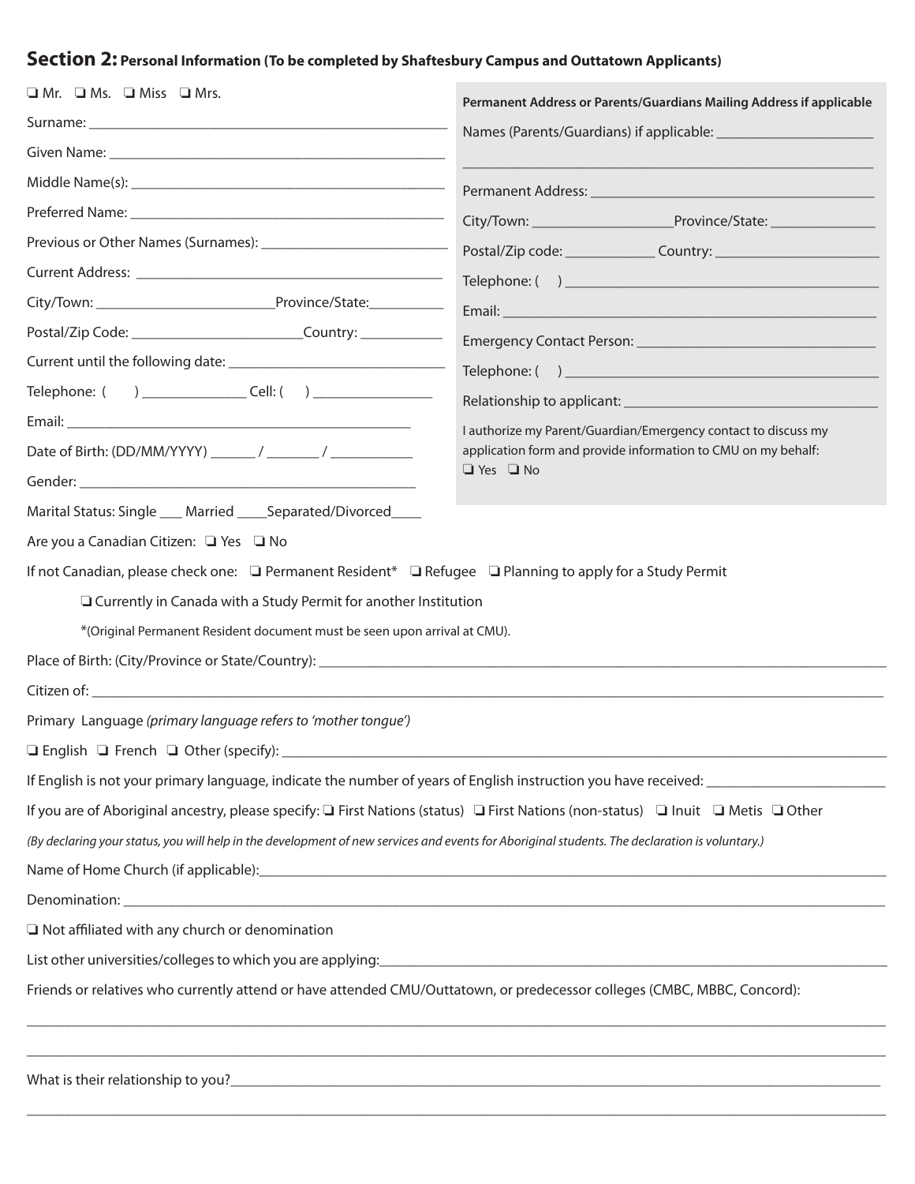## Section 2: Personal Information (To be completed by Shaftesbury Campus and Outtatown Applicants)

❑ Mr. ❑ Ms. ❑ Miss ❑ Mrs.

Surname: ______________________________________________

Given Name: ______________________________________________

Middle Name(s): ______________________________________________

Preferred Name: ______________________________________________

Previous or Other Names (Surnames): __________________________

Current Address: ______________________________________________

City/Town: ________________________Province/State:__________

Postal/Zip Code: _______________________Country: ___________

Current until the following date: ____________________________

Telephone: ( ) ______________ Cell: ( ) ________________

Email: ______________________________________________

Date of Birth: (DD/MM/YYYY) ______ / _______ / ___________

Gender: ______________________________________________

Marital Status: Single ___ Married ____Separated/Divorced____

**Permanent Address or Parents/Guardians Mailing Address if applicable**

Names (Parents/Guardians) if applicable: ____________________

______________________________________________________

Permanent Address: ______________________________________

City/Town: ___________________Province/State: ______________

Postal/Zip code: ____________ Country: ______________________

Telephone: ( ) ____________________________________________

Email: __________________________________________________

Emergency Contact Person: ______________________________

Telephone: ( ) ____________________________________________

Relationship to applicant: _________________________________

I authorize my Parent/Guardian/Emergency contact to discuss my application form and provide information to CMU on my behalf:
❑ Yes ❑ No

Are you a Canadian Citizen: ❑ Yes ❑ No

If not Canadian, please check one: ❑ Permanent Resident* ❑ Refugee ❑ Planning to apply for a Study Permit

❑ Currently in Canada with a Study Permit for another Institution

*(Original Permanent Resident document must be seen upon arrival at CMU).

Place of Birth: (City/Province or State/Country): ______________________________________________

Citizen of: ______________________________________________

Primary Language *(primary language refers to 'mother tongue')*

❑ English ❑ French ❑ Other (specify): ______________________________________________

If English is not your primary language, indicate the number of years of English instruction you have received: ______________________

If you are of Aboriginal ancestry, please specify: ❑ First Nations (status) ❑ First Nations (non-status) ❑ Inuit ❑ Metis ❑ Other

*(By declaring your status, you will help in the development of new services and events for Aboriginal students. The declaration is voluntary.)*

Name of Home Church (if applicable):______________________________________________

Denomination: ______________________________________________

❑ Not affiliated with any church or denomination

List other universities/colleges to which you are applying:______________________________________________

Friends or relatives who currently attend or have attended CMU/Outtatown, or predecessor colleges (CMBC, MBBC, Concord):

______________________________________________________________________________________

______________________________________________________________________________________

What is their relationship to you?______________________________________________

______________________________________________________________________________________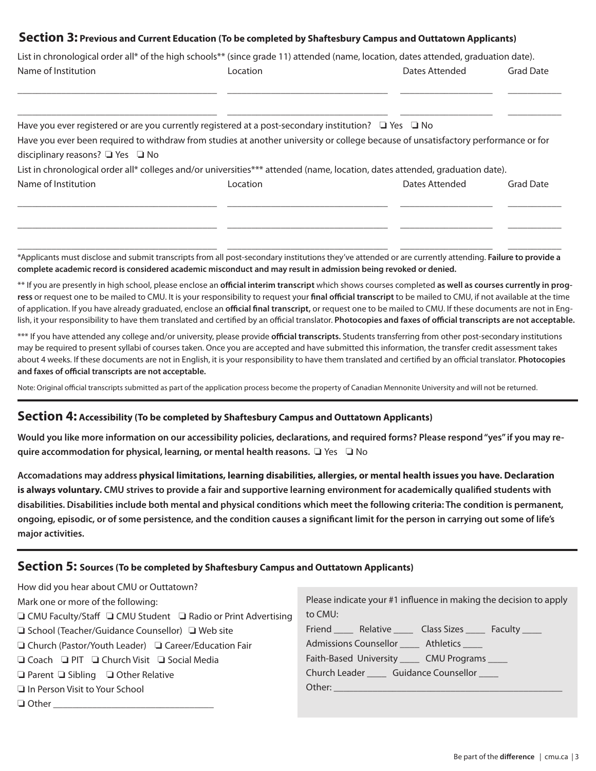## Section 3: Previous and Current Education (To be completed by Shaftesbury Campus and Outtatown Applicants)

List in chronological order all* of the high schools** (since grade 11) attended (name, location, dates attended, graduation date).

| Name of Institution | Location | Dates Attended | Grad Date |
|---|---|---|---|
| | | | |
| | | | |

Have you ever registered or are you currently registered at a post-secondary institution? ❑ Yes ❑ No

Have you ever been required to withdraw from studies at another university or college because of unsatisfactory performance or for disciplinary reasons? ❑ Yes ❑ No

List in chronological order all* colleges and/or universities*** attended (name, location, dates attended, graduation date).

| Name of Institution | Location | Dates Attended | Grad Date |
|---|---|---|---|
| | | | |
| | | | |
| | | | |

*Applicants must disclose and submit transcripts from all post-secondary institutions they've attended or are currently attending. **Failure to provide a complete academic record is considered academic misconduct and may result in admission being revoked or denied.**

** If you are presently in high school, please enclose an **official interim transcript** which shows courses completed **as well as courses currently in progress** or request one to be mailed to CMU. It is your responsibility to request your **final official transcript** to be mailed to CMU, if not available at the time of application. If you have already graduated, enclose an **official final transcript,** or request one to be mailed to CMU. If these documents are not in English, it your responsibility to have them translated and certified by an official translator. **Photocopies and faxes of official transcripts are not acceptable.**

*** If you have attended any college and/or university, please provide **official transcripts.** Students transferring from other post-secondary institutions may be required to present syllabi of courses taken. Once you are accepted and have submitted this information, the transfer credit assessment takes about 4 weeks. If these documents are not in English, it is your responsibility to have them translated and certified by an official translator. **Photocopies and faxes of official transcripts are not acceptable.**

Note: Original official transcripts submitted as part of the application process become the property of Canadian Mennonite University and will not be returned.

## Section 4: Accessibility (To be completed by Shaftesbury Campus and Outtatown Applicants)

**Would you like more information on our accessibility policies, declarations, and required forms? Please respond "yes" if you may require accommodation for physical, learning, or mental health reasons.** ❑ Yes ❑ No

**Accomadations may address physical limitations, learning disabilities, allergies, or mental health issues you have. Declaration is always voluntary. CMU strives to provide a fair and supportive learning environment for academically qualified students with disabilities. Disabilities include both mental and physical conditions which meet the following criteria: The condition is permanent, ongoing, episodic, or of some persistence, and the condition causes a significant limit for the person in carrying out some of life's major activities.**

## Section 5: Sources (To be completed by Shaftesbury Campus and Outtatown Applicants)

How did you hear about CMU or Outtatown?

Mark one or more of the following:

❑ CMU Faculty/Staff ❑ CMU Student ❑ Radio or Print Advertising
❑ School (Teacher/Guidance Counsellor) ❑ Web site
❑ Church (Pastor/Youth Leader) ❑ Career/Education Fair
❑ Coach ❑ PIT ❑ Church Visit ❑ Social Media
❑ Parent ❑ Sibling ❑ Other Relative
❑ In Person Visit to Your School
❑ Other ______________________________

Please indicate your #1 influence in making the decision to apply to CMU:

Friend ____ Relative ____ Class Sizes ____ Faculty ____
Admissions Counsellor ____ Athletics ____
Faith-Based University ____ CMU Programs ____
Church Leader ____ Guidance Counsellor ____
Other: ________________________________________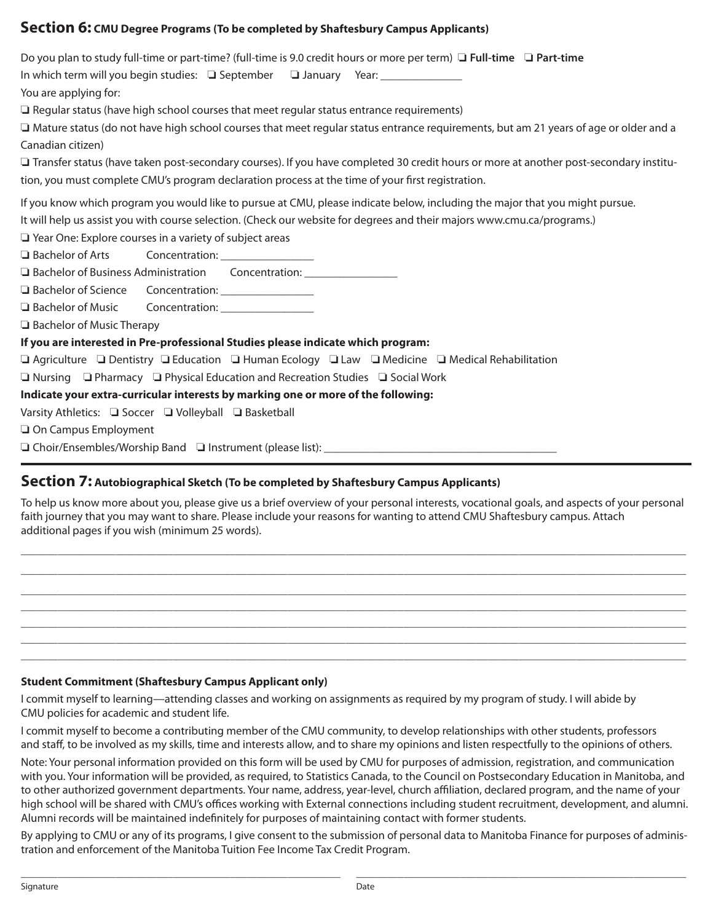## Section 6: CMU Degree Programs (To be completed by Shaftesbury Campus Applicants)

Do you plan to study full-time or part-time? (full-time is 9.0 credit hours or more per term) ❑ **Full-time** ❑ **Part-time**

In which term will you begin studies: ❑ September ❑ January Year: _______________

You are applying for:

❑ Regular status (have high school courses that meet regular status entrance requirements)

❑ Mature status (do not have high school courses that meet regular status entrance requirements, but am 21 years of age or older and a Canadian citizen)

❑ Transfer status (have taken post-secondary courses). If you have completed 30 credit hours or more at another post-secondary institution, you must complete CMU's program declaration process at the time of your first registration.

If you know which program you would like to pursue at CMU, please indicate below, including the major that you might pursue. It will help us assist you with course selection. (Check our website for degrees and their majors www.cmu.ca/programs.)

❑ Year One: Explore courses in a variety of subject areas

❑ Bachelor of Arts Concentration: _________________

❑ Bachelor of Business Administration Concentration: _________________

❑ Bachelor of Science Concentration: _________________

❑ Bachelor of Music Concentration: _________________

❑ Bachelor of Music Therapy

**If you are interested in Pre-professional Studies please indicate which program:**

❑ Agriculture ❑ Dentistry ❑ Education ❑ Human Ecology ❑ Law ❑ Medicine ❑ Medical Rehabilitation

❑ Nursing ❑ Pharmacy ❑ Physical Education and Recreation Studies ❑ Social Work

**Indicate your extra-curricular interests by marking one or more of the following:**

Varsity Athletics: ❑ Soccer ❑ Volleyball ❑ Basketball

❑ On Campus Employment

❑ Choir/Ensembles/Worship Band ❑ Instrument (please list): ________________________________________

## Section 7: Autobiographical Sketch (To be completed by Shaftesbury Campus Applicants)

To help us know more about you, please give us a brief overview of your personal interests, vocational goals, and aspects of your personal faith journey that you may want to share. Please include your reasons for wanting to attend CMU Shaftesbury campus. Attach additional pages if you wish (minimum 25 words).

______________________________________________________________________________________________

______________________________________________________________________________________________

______________________________________________________________________________________________

______________________________________________________________________________________________

______________________________________________________________________________________________

______________________________________________________________________________________________

______________________________________________________________________________________________

**Student Commitment (Shaftesbury Campus Applicant only)**

I commit myself to learning—attending classes and working on assignments as required by my program of study. I will abide by CMU policies for academic and student life.

I commit myself to become a contributing member of the CMU community, to develop relationships with other students, professors and staff, to be involved as my skills, time and interests allow, and to share my opinions and listen respectfully to the opinions of others.

Note: Your personal information provided on this form will be used by CMU for purposes of admission, registration, and communication with you. Your information will be provided, as required, to Statistics Canada, to the Council on Postsecondary Education in Manitoba, and to other authorized government departments. Your name, address, year-level, church affiliation, declared program, and the name of your high school will be shared with CMU's offices working with External connections including student recruitment, development, and alumni. Alumni records will be maintained indefinitely for purposes of maintaining contact with former students.

By applying to CMU or any of its programs, I give consent to the submission of personal data to Manitoba Finance for purposes of administration and enforcement of the Manitoba Tuition Fee Income Tax Credit Program.

______________________________________ ______________________________________

Signature Date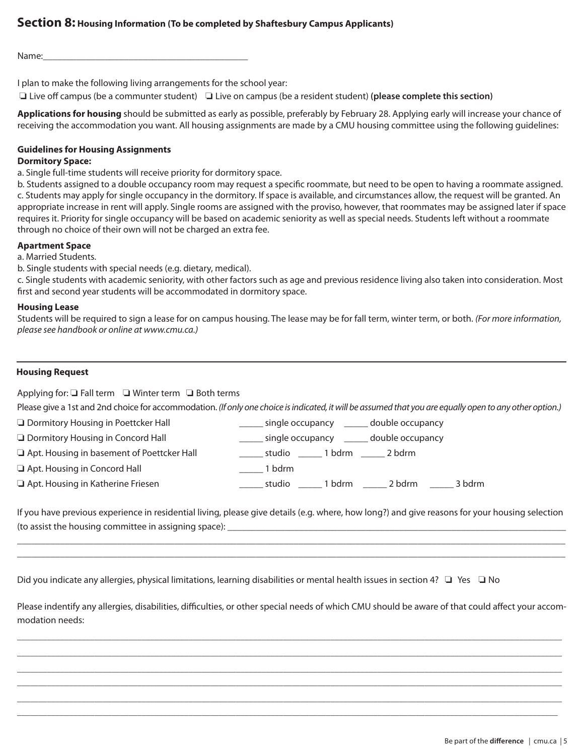## Section 8: Housing Information (To be completed by Shaftesbury Campus Applicants)

Name:___________________________________________

I plan to make the following living arrangements for the school year:

❏ Live off campus (be a communter student) ❏ Live on campus (be a resident student) **(please complete this section)**

**Applications for housing** should be submitted as early as possible, preferably by February 28. Applying early will increase your chance of receiving the accommodation you want. All housing assignments are made by a CMU housing committee using the following guidelines:

### Guidelines for Housing Assignments

**Dormitory Space:**

a. Single full-time students will receive priority for dormitory space.

b. Students assigned to a double occupancy room may request a specific roommate, but need to be open to having a roommate assigned.

c. Students may apply for single occupancy in the dormitory. If space is available, and circumstances allow, the request will be granted. An appropriate increase in rent will apply. Single rooms are assigned with the proviso, however, that roommates may be assigned later if space requires it. Priority for single occupancy will be based on academic seniority as well as special needs. Students left without a roommate through no choice of their own will not be charged an extra fee.

**Apartment Space**

a. Married Students.

b. Single students with special needs (e.g. dietary, medical).

c. Single students with academic seniority, with other factors such as age and previous residence living also taken into consideration. Most first and second year students will be accommodated in dormitory space.

**Housing Lease**

Students will be required to sign a lease for on campus housing. The lease may be for fall term, winter term, or both. *(For more information, please see handbook or online at www.cmu.ca.)*

---

### Housing Request

Applying for: ❏ Fall term ❏ Winter term ❏ Both terms

Please give a 1st and 2nd choice for accommodation. *(If only one choice is indicated, it will be assumed that you are equally open to any other option.)*

❏ Dormitory Housing in Poettcker Hall _____ single occupancy _____ double occupancy

❏ Dormitory Housing in Concord Hall _____ single occupancy _____ double occupancy

❏ Apt. Housing in basement of Poettcker Hall _____ studio _____ 1 bdrm _____ 2 bdrm

❏ Apt. Housing in Concord Hall _____ 1 bdrm

❏ Apt. Housing in Katherine Friesen _____ studio _____ 1 bdrm _____ 2 bdrm _____ 3 bdrm

If you have previous experience in residential living, please give details (e.g. where, how long?) and give reasons for your housing selection (to assist the housing committee in assigning space): ___________________________________________

___________________________________________

___________________________________________

Did you indicate any allergies, physical limitations, learning disabilities or mental health issues in section 4? ❏ Yes ❏ No

Please indentify any allergies, disabilities, difficulties, or other special needs of which CMU should be aware of that could affect your accommodation needs:

___________________________________________

___________________________________________

___________________________________________

___________________________________________

___________________________________________

___________________________________________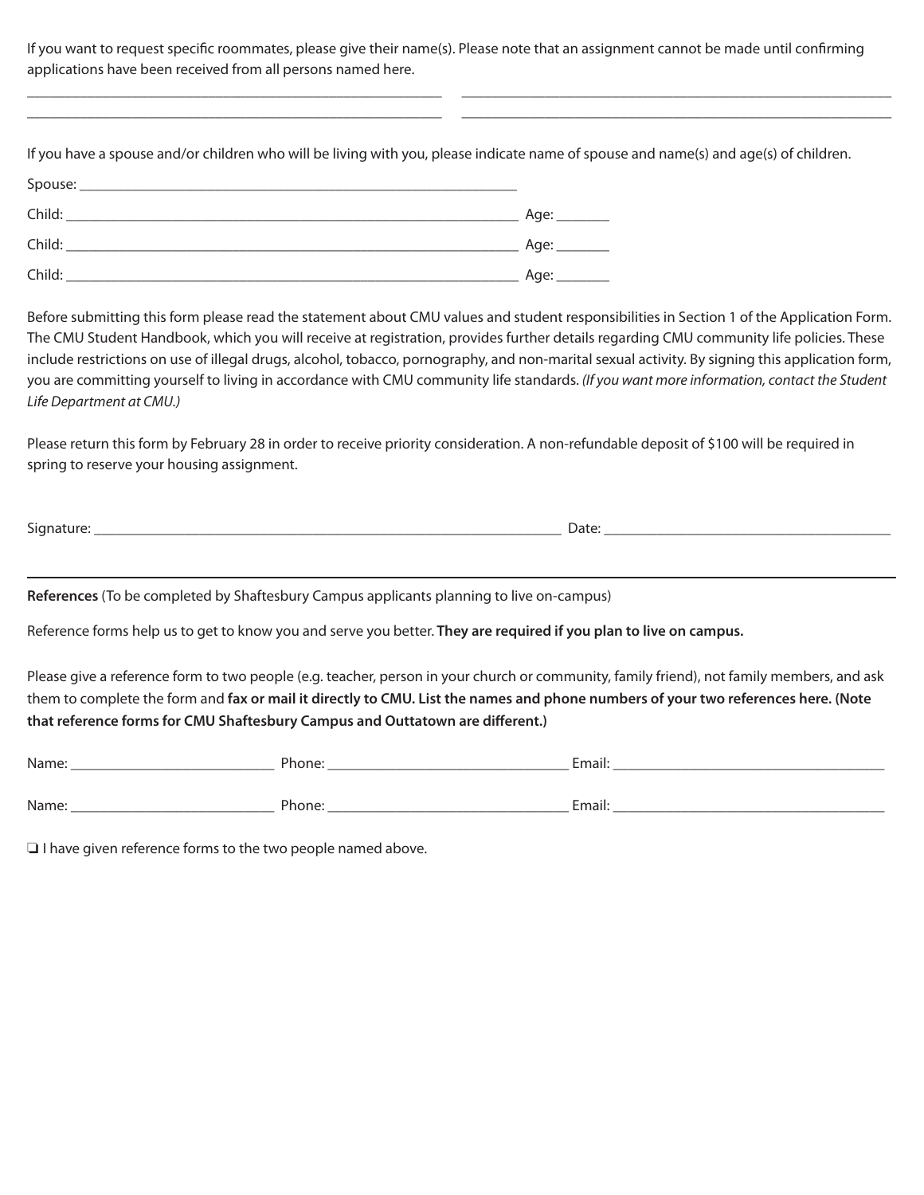If you want to request specific roommates, please give their name(s). Please note that an assignment cannot be made until confirming applications have been received from all persons named here.

_______________________________________ _______________________________________

_______________________________________ _______________________________________

If you have a spouse and/or children who will be living with you, please indicate name of spouse and name(s) and age(s) of children.

Spouse: _______________________________________

Child: _______________________________________ Age: _______

Child: _______________________________________ Age: _______

Child: _______________________________________ Age: _______

Before submitting this form please read the statement about CMU values and student responsibilities in Section 1 of the Application Form. The CMU Student Handbook, which you will receive at registration, provides further details regarding CMU community life policies. These include restrictions on use of illegal drugs, alcohol, tobacco, pornography, and non-marital sexual activity. By signing this application form, you are committing yourself to living in accordance with CMU community life standards. *(If you want more information, contact the Student Life Department at CMU.)*

Please return this form by February 28 in order to receive priority consideration. A non-refundable deposit of $100 will be required in spring to reserve your housing assignment.

Signature: _______________________________________ Date: _______________________

---

**References** (To be completed by Shaftesbury Campus applicants planning to live on-campus)

Reference forms help us to get to know you and serve you better. **They are required if you plan to live on campus.**

Please give a reference form to two people (e.g. teacher, person in your church or community, family friend), not family members, and ask them to complete the form and **fax or mail it directly to CMU. List the names and phone numbers of your two references here. (Note that reference forms for CMU Shaftesbury Campus and Outtatown are different.)**

Name: _______________ Phone: _______________ Email: _______________

Name: _______________ Phone: _______________ Email: _______________

❑ I have given reference forms to the two people named above.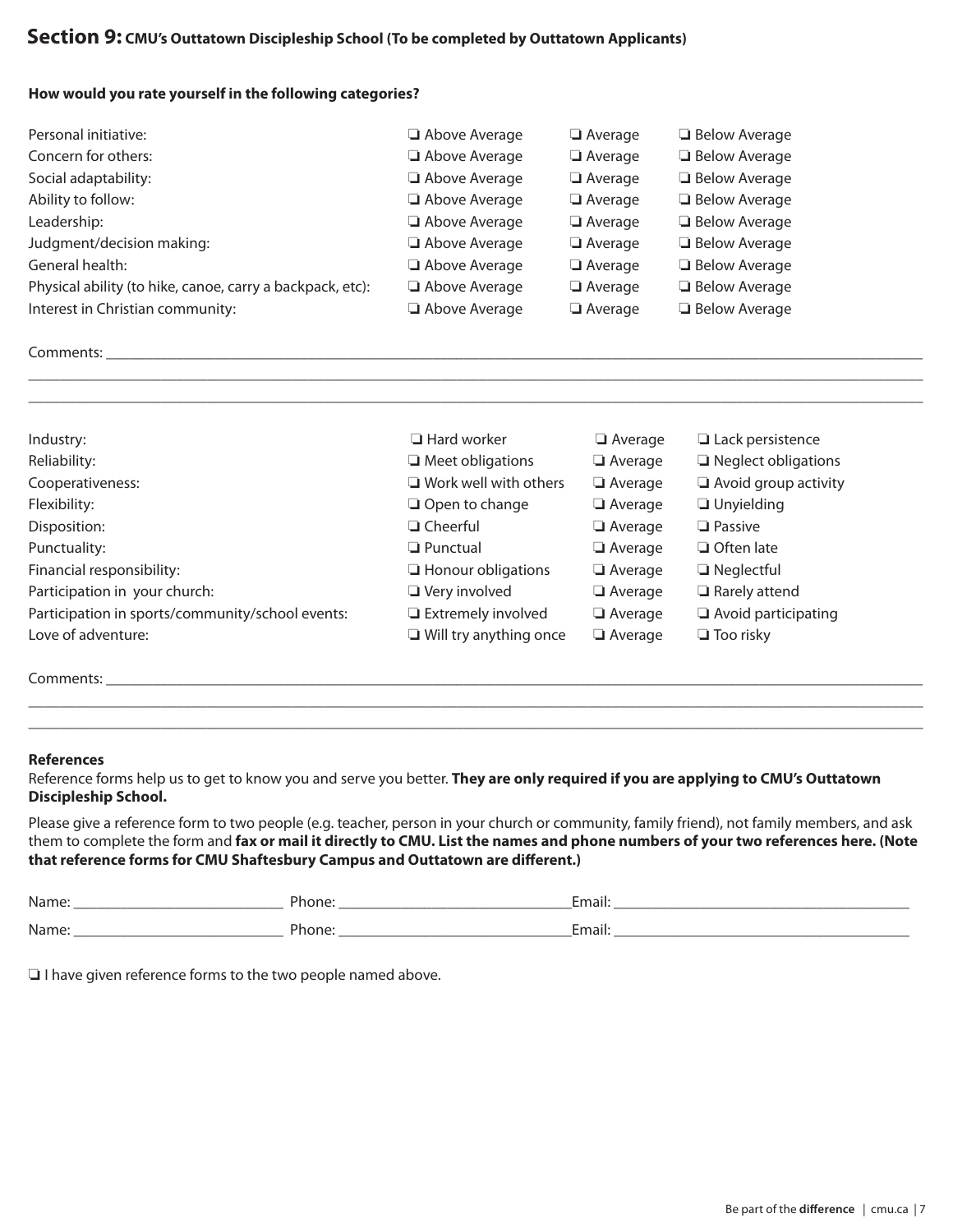## Section 9: CMU's Outtatown Discipleship School (To be completed by Outtatown Applicants)

**How would you rate yourself in the following categories?**

| | | | |
|---|---|---|---|
| Personal initiative: | ❏ Above Average | ❏ Average | ❏ Below Average |
| Concern for others: | ❏ Above Average | ❏ Average | ❏ Below Average |
| Social adaptability: | ❏ Above Average | ❏ Average | ❏ Below Average |
| Ability to follow: | ❏ Above Average | ❏ Average | ❏ Below Average |
| Leadership: | ❏ Above Average | ❏ Average | ❏ Below Average |
| Judgment/decision making: | ❏ Above Average | ❏ Average | ❏ Below Average |
| General health: | ❏ Above Average | ❏ Average | ❏ Below Average |
| Physical ability (to hike, canoe, carry a backpack, etc): | ❏ Above Average | ❏ Average | ❏ Below Average |
| Interest in Christian community: | ❏ Above Average | ❏ Average | ❏ Below Average |

Comments: ________________________________________________________________

________________________________________________________________

________________________________________________________________

| | | | |
|---|---|---|---|
| Industry: | ❏ Hard worker | ❏ Average | ❏ Lack persistence |
| Reliability: | ❏ Meet obligations | ❏ Average | ❏ Neglect obligations |
| Cooperativeness: | ❏ Work well with others | ❏ Average | ❏ Avoid group activity |
| Flexibility: | ❏ Open to change | ❏ Average | ❏ Unyielding |
| Disposition: | ❏ Cheerful | ❏ Average | ❏ Passive |
| Punctuality: | ❏ Punctual | ❏ Average | ❏ Often late |
| Financial responsibility: | ❏ Honour obligations | ❏ Average | ❏ Neglectful |
| Participation in your church: | ❏ Very involved | ❏ Average | ❏ Rarely attend |
| Participation in sports/community/school events: | ❏ Extremely involved | ❏ Average | ❏ Avoid participating |
| Love of adventure: | ❏ Will try anything once | ❏ Average | ❏ Too risky |

Comments: ________________________________________________________________

________________________________________________________________

________________________________________________________________

**References**

Reference forms help us to get to know you and serve you better. **They are only required if you are applying to CMU's Outtatown Discipleship School.**

Please give a reference form to two people (e.g. teacher, person in your church or community, family friend), not family members, and ask them to complete the form and **fax or mail it directly to CMU. List the names and phone numbers of your two references here. (Note that reference forms for CMU Shaftesbury Campus and Outtatown are different.)**

Name: ____________________ Phone: ____________________ Email: ____________________

Name: ____________________ Phone: ____________________ Email: ____________________

❏ I have given reference forms to the two people named above.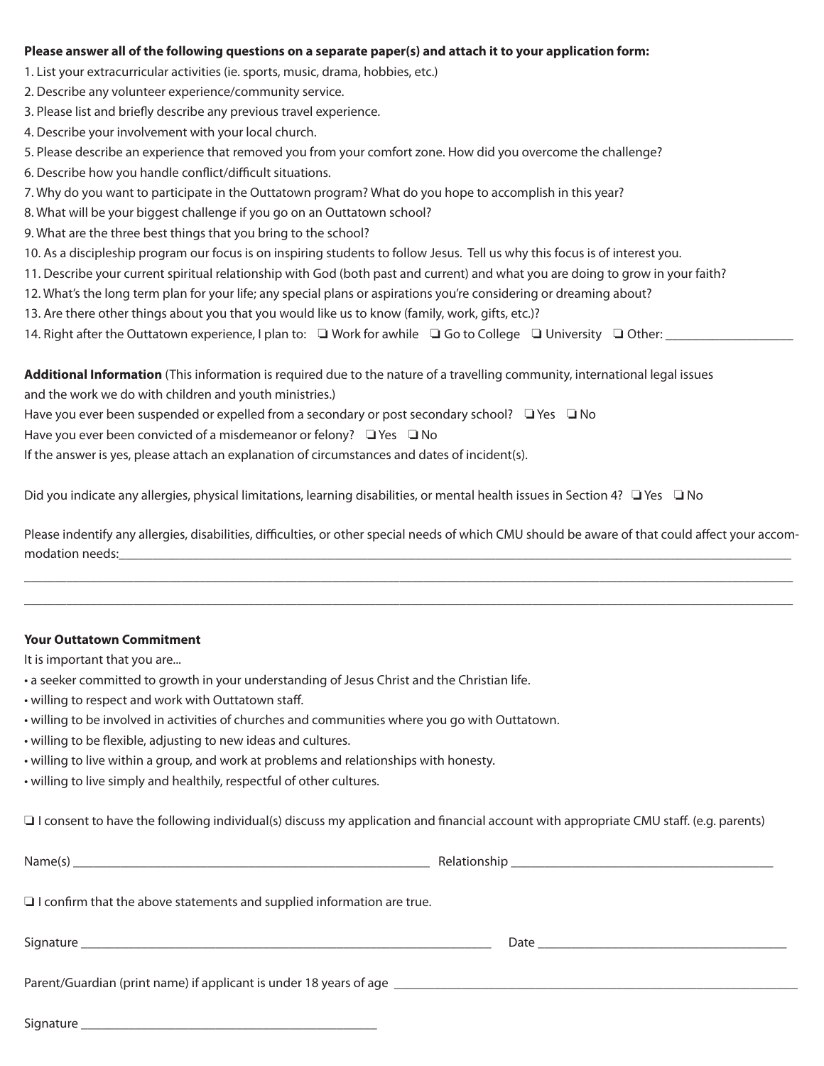**Please answer all of the following questions on a separate paper(s) and attach it to your application form:**

1. List your extracurricular activities (ie. sports, music, drama, hobbies, etc.)
2. Describe any volunteer experience/community service.
3. Please list and briefly describe any previous travel experience.
4. Describe your involvement with your local church.
5. Please describe an experience that removed you from your comfort zone. How did you overcome the challenge?
6. Describe how you handle conflict/difficult situations.
7. Why do you want to participate in the Outtatown program? What do you hope to accomplish in this year?
8. What will be your biggest challenge if you go on an Outtatown school?
9. What are the three best things that you bring to the school?
10. As a discipleship program our focus is on inspiring students to follow Jesus. Tell us why this focus is of interest you.
11. Describe your current spiritual relationship with God (both past and current) and what you are doing to grow in your faith?
12. What's the long term plan for your life; any special plans or aspirations you're considering or dreaming about?
13. Are there other things about you that you would like us to know (family, work, gifts, etc.)?
14. Right after the Outtatown experience, I plan to: ❑ Work for awhile ❑ Go to College ❑ University ❑ Other: ___________________

**Additional Information** (This information is required due to the nature of a travelling community, international legal issues and the work we do with children and youth ministries.)

Have you ever been suspended or expelled from a secondary or post secondary school? ❑ Yes ❑ No

Have you ever been convicted of a misdemeanor or felony? ❑ Yes ❑ No

If the answer is yes, please attach an explanation of circumstances and dates of incident(s).

Did you indicate any allergies, physical limitations, learning disabilities, or mental health issues in Section 4? ❑ Yes ❑ No

Please indentify any allergies, disabilities, difficulties, or other special needs of which CMU should be aware of that could affect your accommodation needs:___________________________________________________________________________

______________________________________________________________________________________________

______________________________________________________________________________________________

**Your Outtatown Commitment**

It is important that you are...

- a seeker committed to growth in your understanding of Jesus Christ and the Christian life.
- willing to respect and work with Outtatown staff.
- willing to be involved in activities of churches and communities where you go with Outtatown.
- willing to be flexible, adjusting to new ideas and cultures.
- willing to live within a group, and work at problems and relationships with honesty.
- willing to live simply and healthily, respectful of other cultures.

❑ I consent to have the following individual(s) discuss my application and financial account with appropriate CMU staff. (e.g. parents)

Name(s) ______________________________________________ Relationship __________________________________

❑ I confirm that the above statements and supplied information are true.

Signature ______________________________________________________ Date ________________________________

Parent/Guardian (print name) if applicant is under 18 years of age ______________________________________________________

Signature ______________________________________